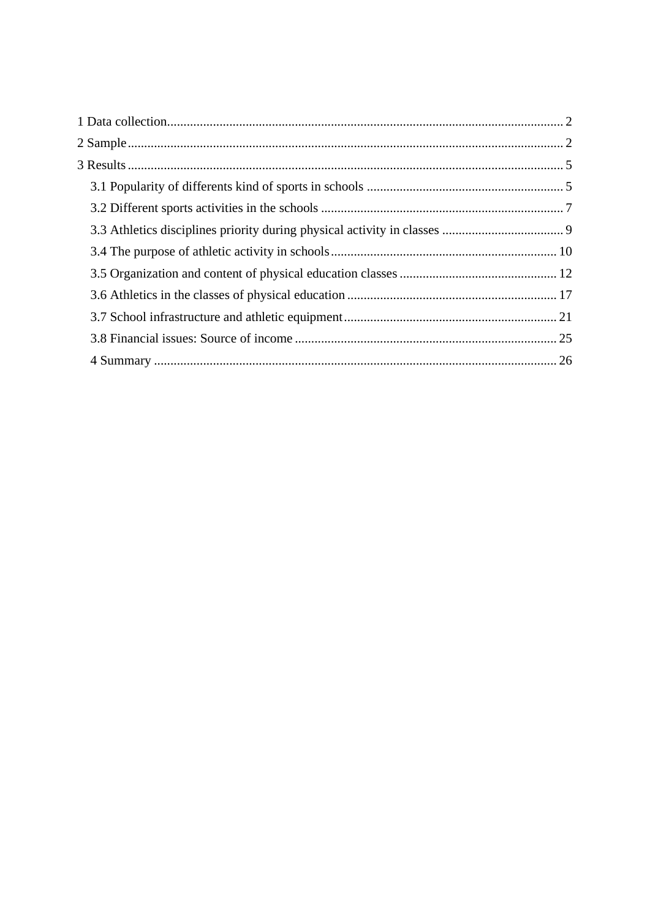1 Data collection........................................................................................................................ 2

2 Sample.................................................................................................................................... 2

3 Results.................................................................................................................................... 5

3.1 Popularity of differents kind of sports in schools ............................................................ 5

3.2 Different sports activities in the schools .......................................................................... 7

3.3 Athletics disciplines priority during physical activity in classes ..................................... 9

3.4 The purpose of athletic activity in schools..................................................................... 10

3.5 Organization and content of physical education classes ................................................ 12

3.6 Athletics in the classes of physical education ................................................................ 17

3.7 School infrastructure and athletic equipment................................................................. 21

3.8 Financial issues: Source of income ................................................................................ 25

4 Summary ........................................................................................................................... 26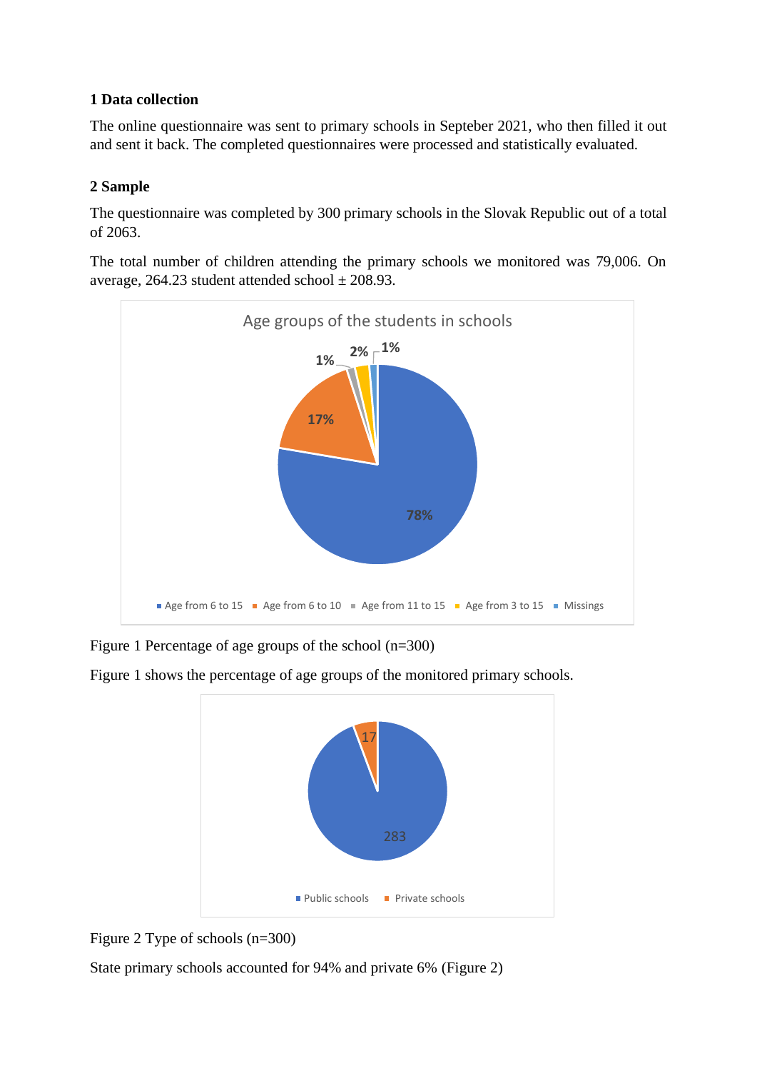## 1 Data collection

The online questionnaire was sent to primary schools in Septeber 2021, who then filled it out and sent it back. The completed questionnaires were processed and statistically evaluated.

## 2 Sample

The questionnaire was completed by 300 primary schools in the Slovak Republic out of a total of 2063.

The total number of children attending the primary schools we monitored was 79,006. On average, 264.23 student attended school ± 208.93.

Figure 1 Percentage of age groups of the school (n=300)

Figure 1 shows the percentage of age groups of the monitored primary schools.

Figure 2 Type of schools (n=300)

State primary schools accounted for 94% and private 6% (Figure 2)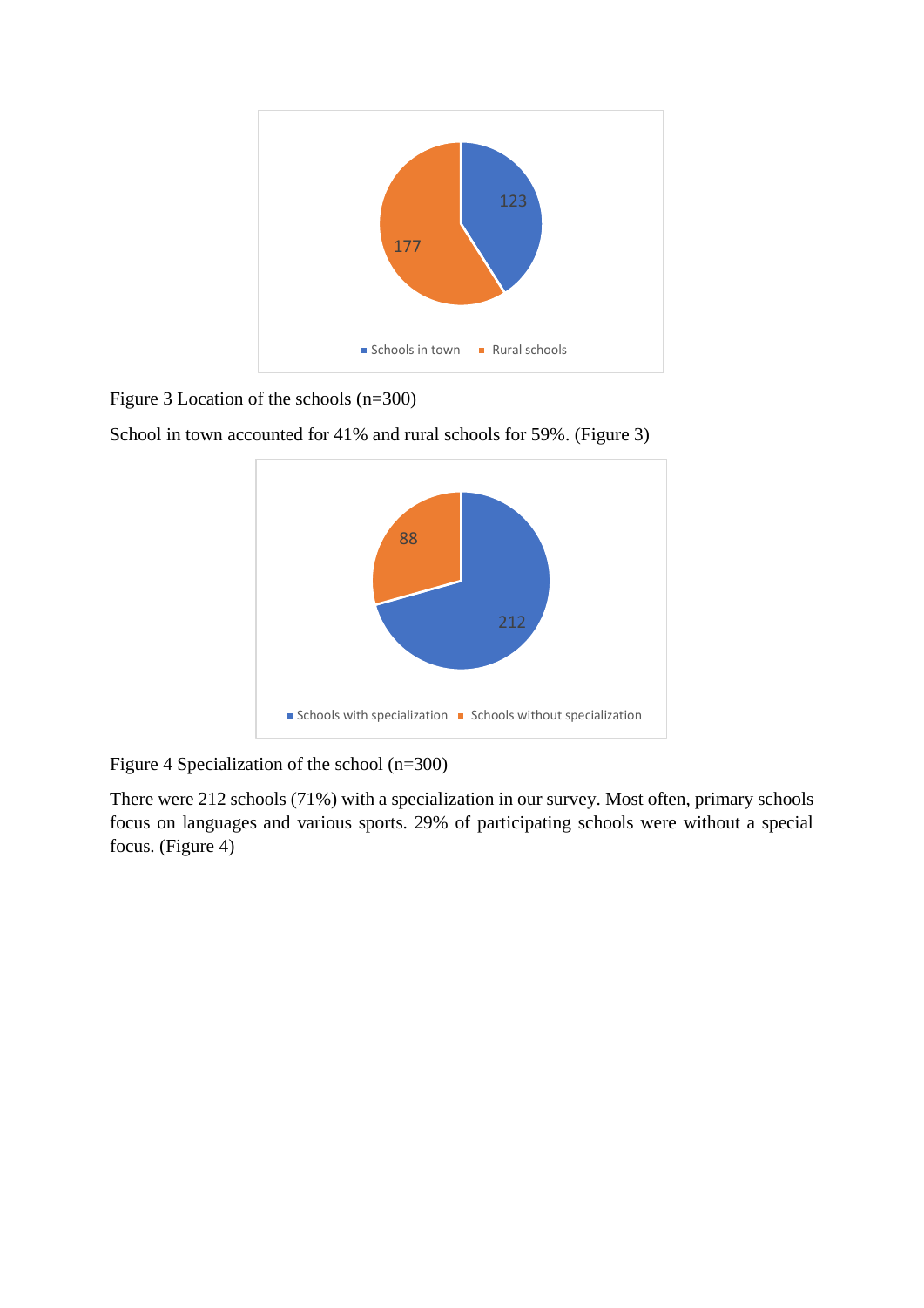Figure 3 Location of the schools (n=300)

School in town accounted for 41% and rural schools for 59%. (Figure 3)

Figure 4 Specialization of the school (n=300)

There were 212 schools (71%) with a specialization in our survey. Most often, primary schools focus on languages and various sports. 29% of participating schools were without a special focus. (Figure 4)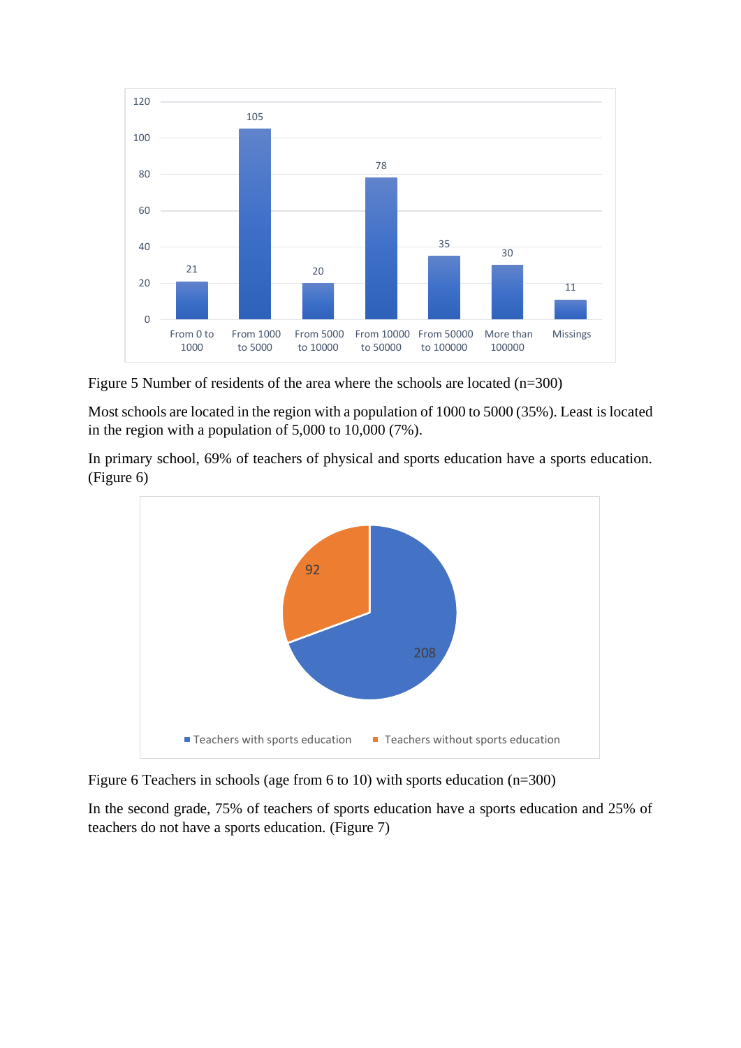Figure 5 Number of residents of the area where the schools are located (n=300)

Most schools are located in the region with a population of 1000 to 5000 (35%). Least is located in the region with a population of 5,000 to 10,000 (7%).

In primary school, 69% of teachers of physical and sports education have a sports education. (Figure 6)

Figure 6 Teachers in schools (age from 6 to 10) with sports education (n=300)

In the second grade, 75% of teachers of sports education have a sports education and 25% of teachers do not have a sports education. (Figure 7)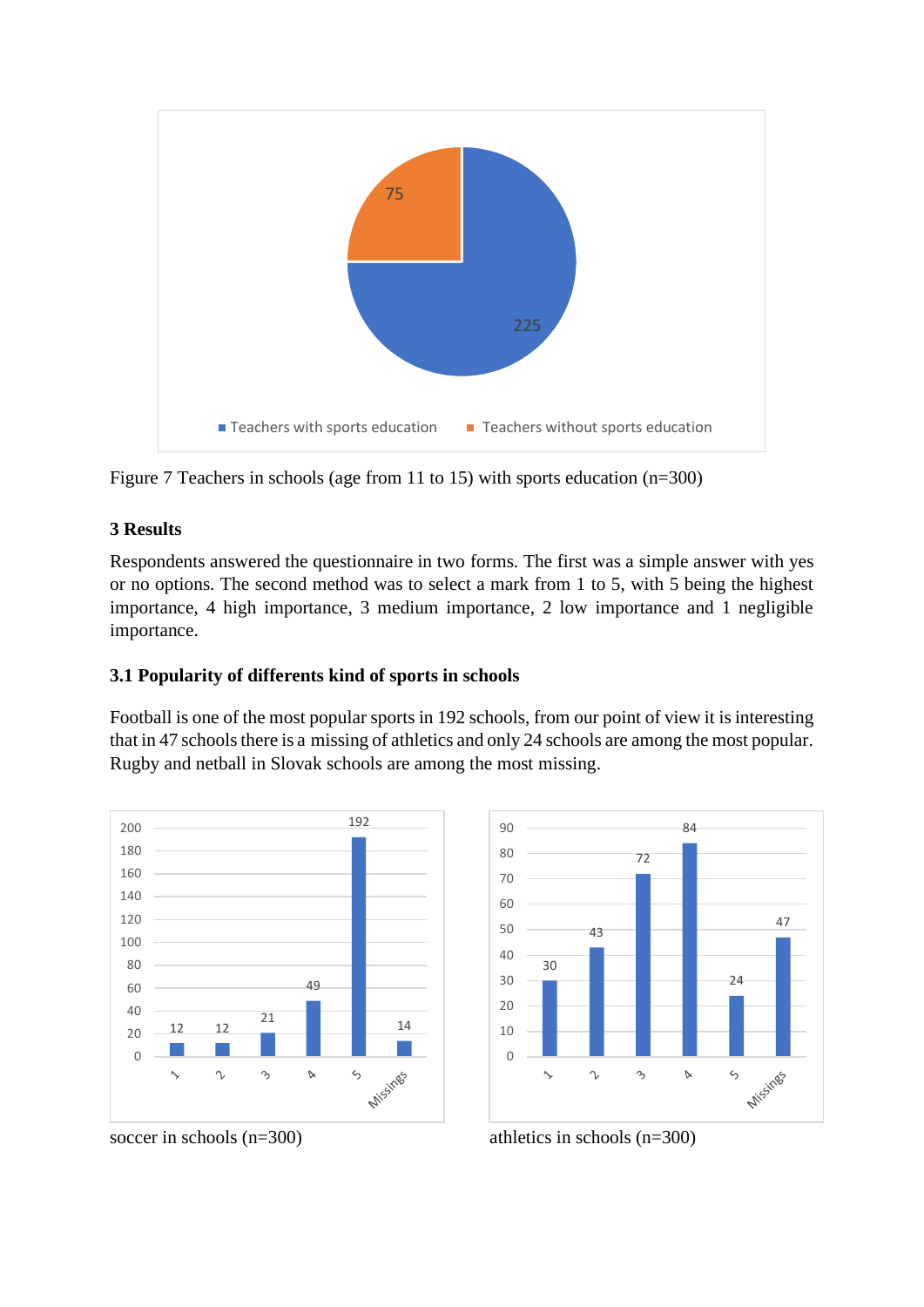Figure 7 Teachers in schools (age from 11 to 15) with sports education (n=300)

### 3 Results

Respondents answered the questionnaire in two forms. The first was a simple answer with yes or no options. The second method was to select a mark from 1 to 5, with 5 being the highest importance, 4 high importance, 3 medium importance, 2 low importance and 1 negligible importance.

#### 3.1 Popularity of differents kind of sports in schools

Football is one of the most popular sports in 192 schools, from our point of view it is interesting that in 47 schools there is a missing of athletics and only 24 schools are among the most popular. Rugby and netball in Slovak schools are among the most missing.

soccer in schools (n=300)

athletics in schools (n=300)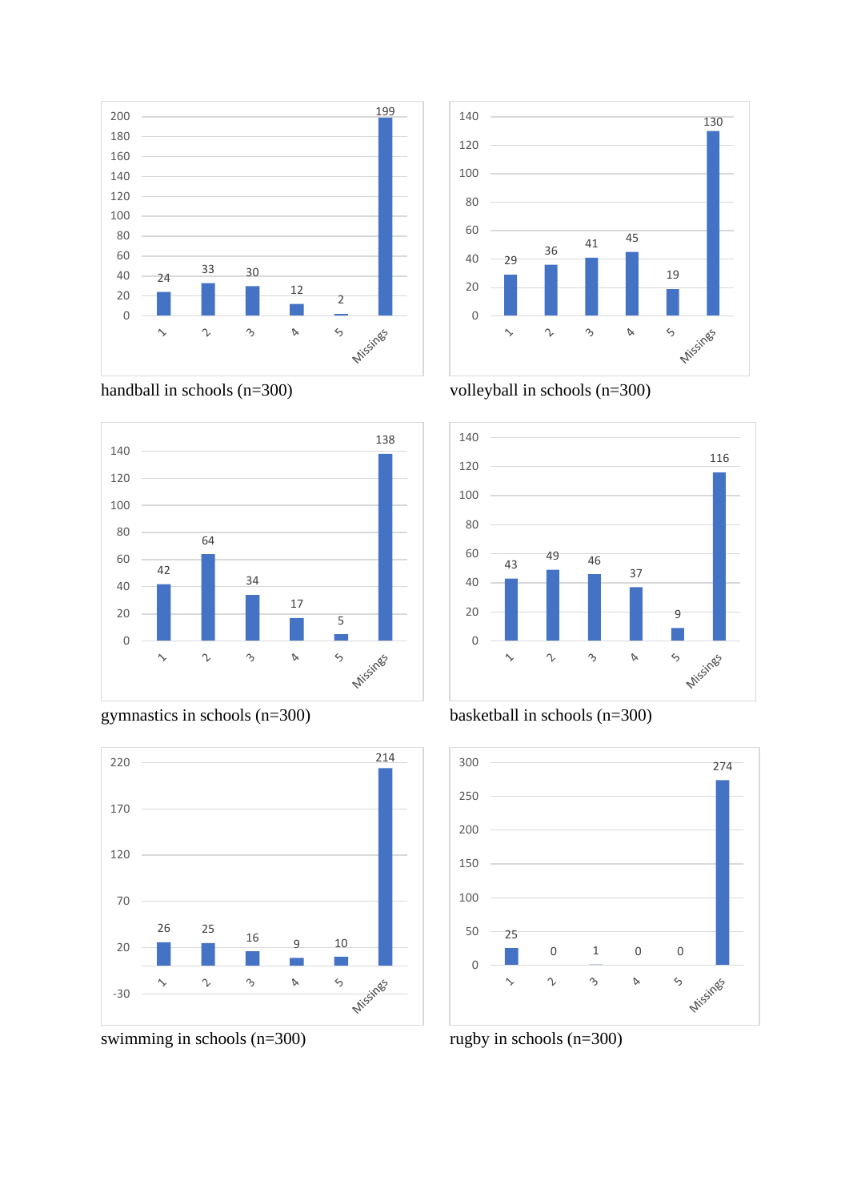| | 1 | 2 | 3 | 4 | 5 | Missings |
|---|---|---|---|---|---|---|
| handball in schools (n=300) | 24 | 33 | 30 | 12 | 2 | 199 |
| volleyball in schools (n=300) | 29 | 36 | 41 | 45 | 19 | 130 |
| gymnastics in schools (n=300) | 42 | 64 | 34 | 17 | 5 | 138 |
| basketball in schools (n=300) | 43 | 49 | 46 | 37 | 9 | 116 |
| swimming in schools (n=300) | 26 | 25 | 16 | 9 | 10 | 214 |
| rugby in schools (n=300) | 25 | 0 | 1 | 0 | 0 | 274 |

handball in schools (n=300)

volleyball in schools (n=300)

gymnastics in schools (n=300)

basketball in schools (n=300)

swimming in schools (n=300)

rugby in schools (n=300)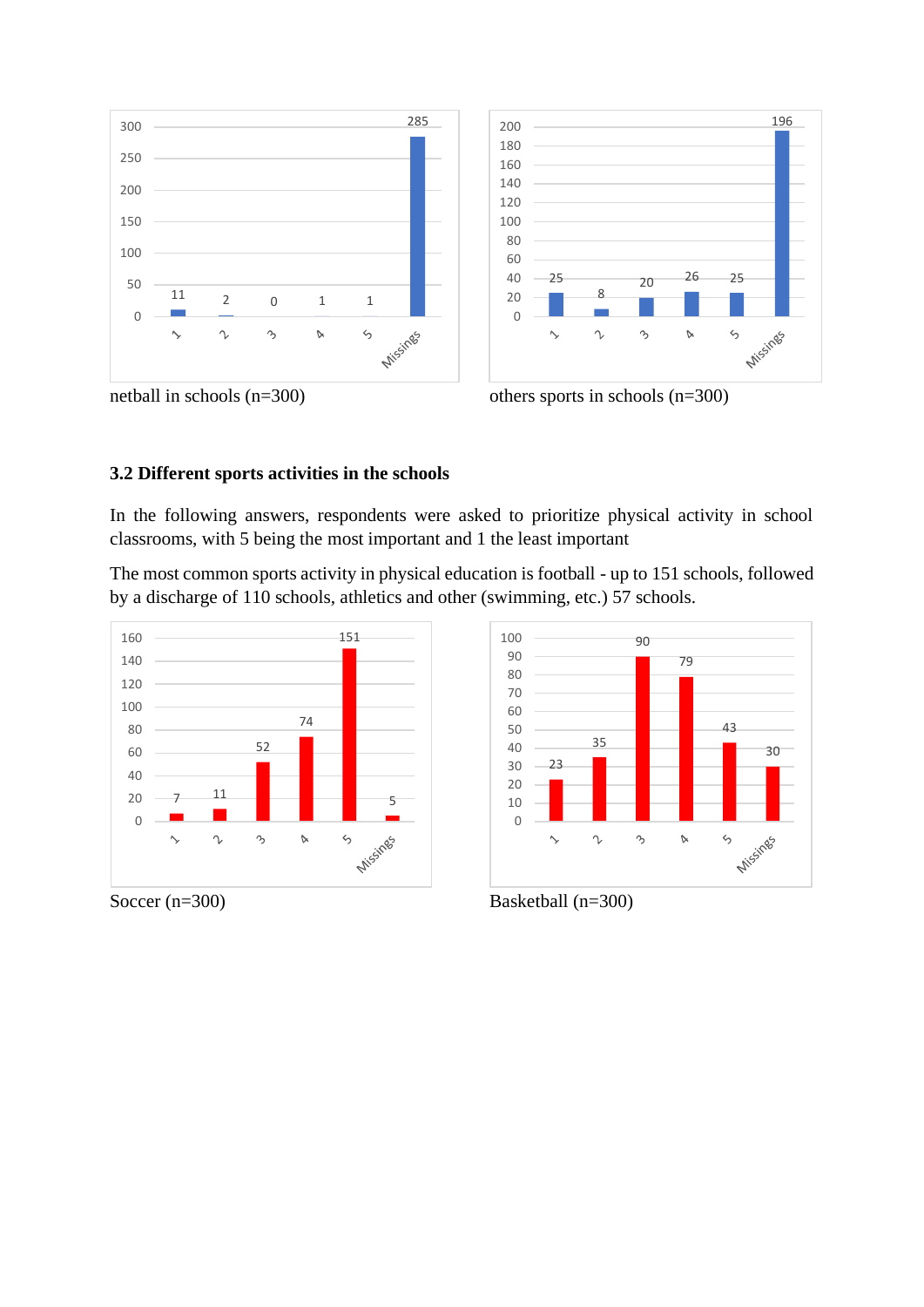netball in schools (n=300)

others sports in schools (n=300)

### 3.2 Different sports activities in the schools

In the following answers, respondents were asked to prioritize physical activity in school classrooms, with 5 being the most important and 1 the least important

The most common sports activity in physical education is football - up to 151 schools, followed by a discharge of 110 schools, athletics and other (swimming, etc.) 57 schools.

Soccer (n=300)

Basketball (n=300)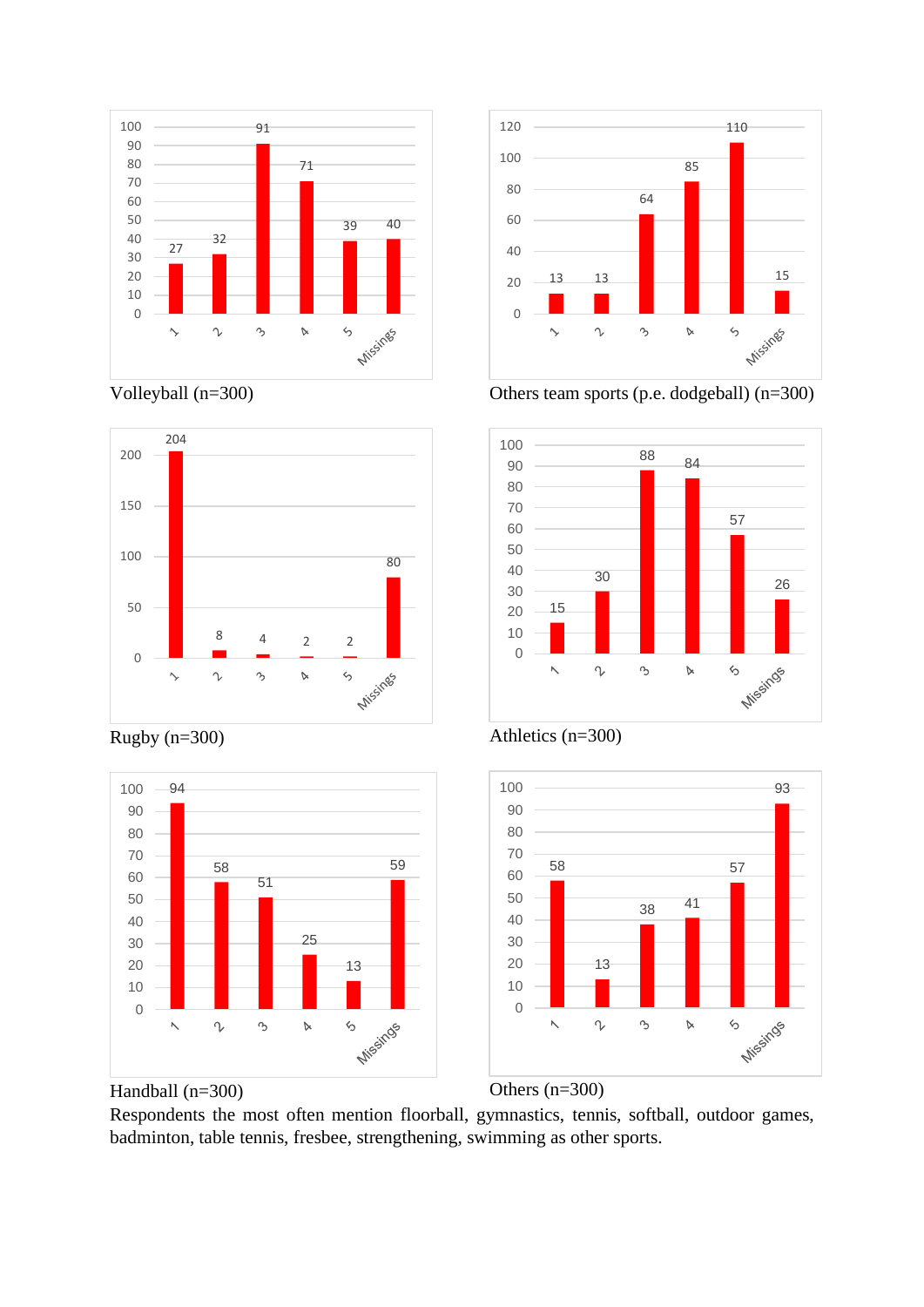| | 1 | 2 | 3 | 4 | 5 | Missings |
|---|---|---|---|---|---|---|
| Volleyball | 27 | 32 | 91 | 71 | 39 | 40 |

Volleyball (n=300)

| | 1 | 2 | 3 | 4 | 5 | Missings |
|---|---|---|---|---|---|---|
| Others team sports | 13 | 13 | 64 | 85 | 110 | 15 |

Others team sports (p.e. dodgeball) (n=300)

| | 1 | 2 | 3 | 4 | 5 | Missings |
|---|---|---|---|---|---|---|
| Rugby | 204 | 8 | 4 | 2 | 2 | 80 |

Rugby (n=300)

| | 1 | 2 | 3 | 4 | 5 | Missings |
|---|---|---|---|---|---|---|
| Athletics | 15 | 30 | 88 | 84 | 57 | 26 |

Athletics (n=300)

| | 1 | 2 | 3 | 4 | 5 | Missings |
|---|---|---|---|---|---|---|
| Handball | 94 | 58 | 51 | 25 | 13 | 59 |

Handball (n=300)

| | 1 | 2 | 3 | 4 | 5 | Missings |
|---|---|---|---|---|---|---|
| Others | 58 | 13 | 38 | 41 | 57 | 93 |

Others (n=300)

Respondents the most often mention floorball, gymnastics, tennis, softball, outdoor games, badminton, table tennis, fresbee, strengthening, swimming as other sports.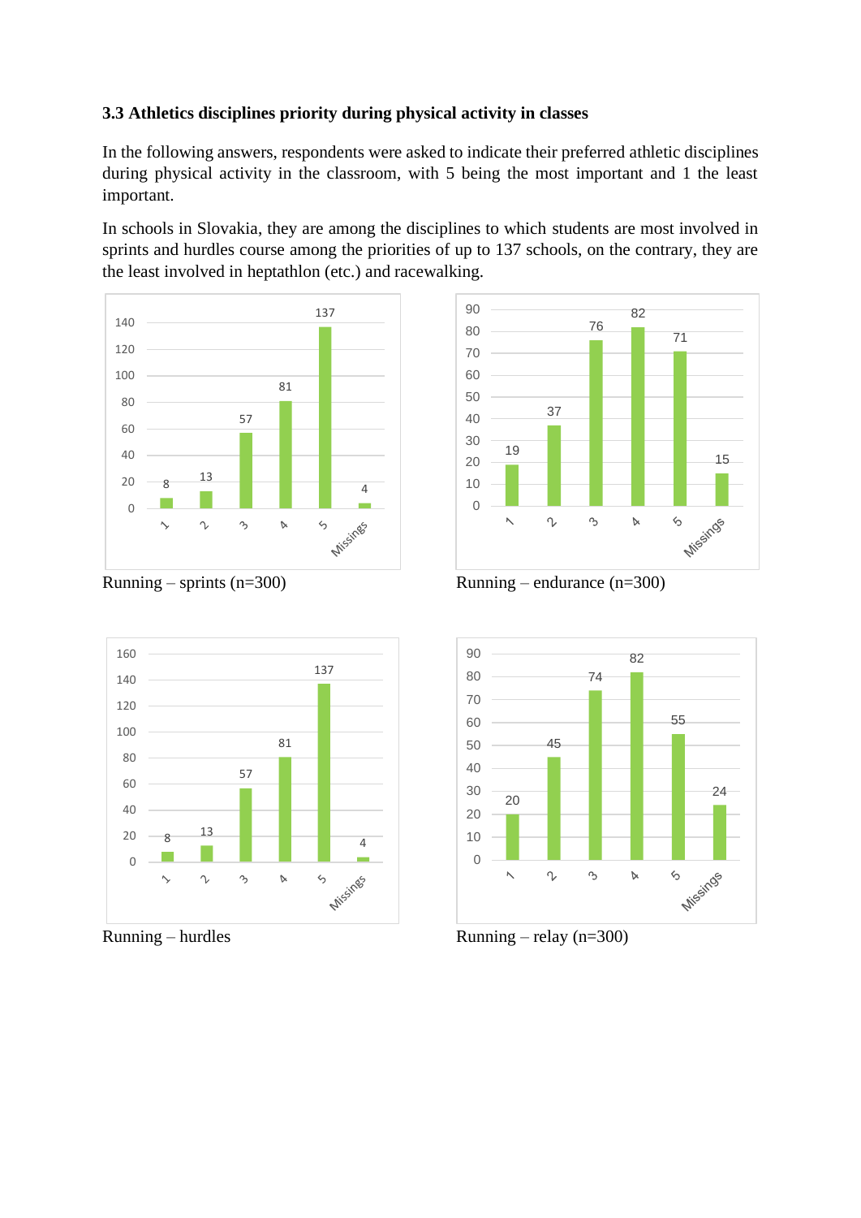### 3.3 Athletics disciplines priority during physical activity in classes

In the following answers, respondents were asked to indicate their preferred athletic disciplines during physical activity in the classroom, with 5 being the most important and 1 the least important.

In schools in Slovakia, they are among the disciplines to which students are most involved in sprints and hurdles course among the priorities of up to 137 schools, on the contrary, they are the least involved in heptathlon (etc.) and racewalking.

| | 1 | 2 | 3 | 4 | 5 | Missings |
|---|---|---|---|---|---|---|
| Running – sprints (n=300) | 8 | 13 | 57 | 81 | 137 | 4 |
| Running – endurance (n=300) | 19 | 37 | 76 | 82 | 71 | 15 |
| Running – hurdles | 8 | 13 | 57 | 81 | 137 | 4 |
| Running – relay (n=300) | 20 | 45 | 74 | 82 | 55 | 24 |

Running – sprints (n=300)

Running – endurance (n=300)

Running – hurdles

Running – relay (n=300)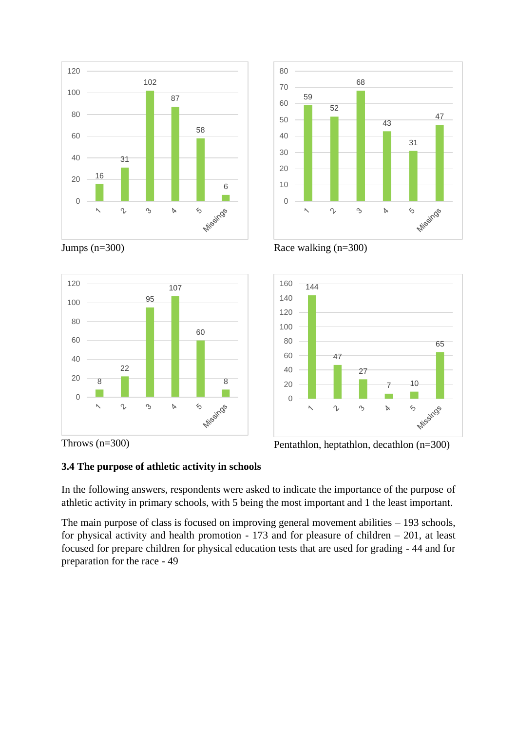| | 1 | 2 | 3 | 4 | 5 | Missings |
|---|---|---|---|---|---|---|
| Jumps (n=300) | 16 | 31 | 102 | 87 | 58 | 6 |

Jumps (n=300)

| | 1 | 2 | 3 | 4 | 5 | Missings |
|---|---|---|---|---|---|---|
| Race walking (n=300) | 59 | 52 | 68 | 43 | 31 | 47 |

Race walking (n=300)

| | 1 | 2 | 3 | 4 | 5 | Missings |
|---|---|---|---|---|---|---|
| Throws (n=300) | 8 | 22 | 95 | 107 | 60 | 8 |

Throws (n=300)

| | 1 | 2 | 3 | 4 | 5 | Missings |
|---|---|---|---|---|---|---|
| Pentathlon, heptathlon, decathlon (n=300) | 144 | 47 | 27 | 7 | 10 | 65 |

Pentathlon, heptathlon, decathlon (n=300)

### 3.4 The purpose of athletic activity in schools

In the following answers, respondents were asked to indicate the importance of the purpose of athletic activity in primary schools, with 5 being the most important and 1 the least important.

The main purpose of class is focused on improving general movement abilities – 193 schools, for physical activity and health promotion - 173 and for pleasure of children – 201, at least focused for prepare children for physical education tests that are used for grading - 44 and for preparation for the race - 49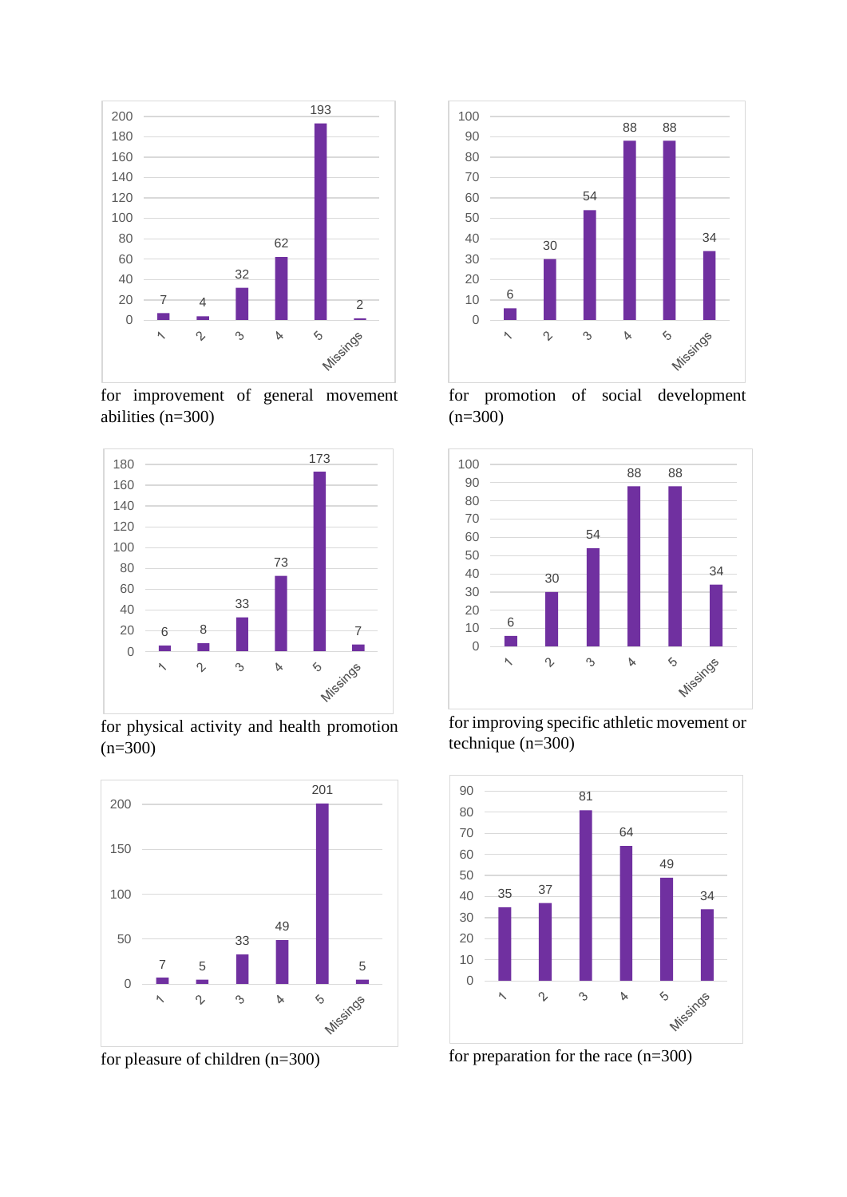| 1 | 2 | 3 | 4 | 5 | Missings |
|---|---|---|---|---|---|
| 7 | 4 | 32 | 62 | 193 | 2 |

for improvement of general movement abilities (n=300)

| 1 | 2 | 3 | 4 | 5 | Missings |
|---|---|---|---|---|---|
| 6 | 30 | 54 | 88 | 88 | 34 |

for promotion of social development (n=300)

| 1 | 2 | 3 | 4 | 5 | Missings |
|---|---|---|---|---|---|
| 6 | 8 | 33 | 73 | 173 | 7 |

for physical activity and health promotion (n=300)

| 1 | 2 | 3 | 4 | 5 | Missings |
|---|---|---|---|---|---|
| 6 | 30 | 54 | 88 | 88 | 34 |

for improving specific athletic movement or technique (n=300)

| 1 | 2 | 3 | 4 | 5 | Missings |
|---|---|---|---|---|---|
| 7 | 5 | 33 | 49 | 201 | 5 |

for pleasure of children (n=300)

| 1 | 2 | 3 | 4 | 5 | Missings |
|---|---|---|---|---|---|
| 35 | 37 | 81 | 64 | 49 | 34 |

for preparation for the race (n=300)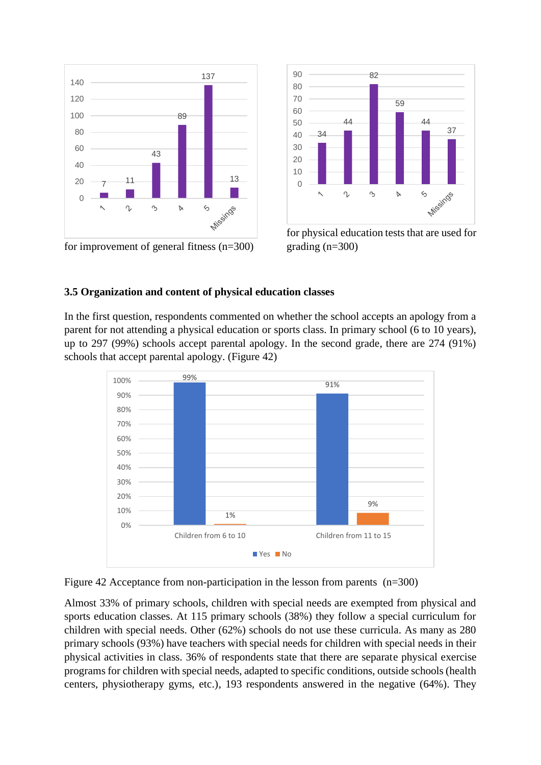for improvement of general fitness (n=300)

for physical education tests that are used for grading (n=300)

### 3.5 Organization and content of physical education classes

In the first question, respondents commented on whether the school accepts an apology from a parent for not attending a physical education or sports class. In primary school (6 to 10 years), up to 297 (99%) schools accept parental apology. In the second grade, there are 274 (91%) schools that accept parental apology. (Figure 42)

Figure 42 Acceptance from non-participation in the lesson from parents (n=300)

Almost 33% of primary schools, children with special needs are exempted from physical and sports education classes. At 115 primary schools (38%) they follow a special curriculum for children with special needs. Other (62%) schools do not use these curricula. As many as 280 primary schools (93%) have teachers with special needs for children with special needs in their physical activities in class. 36% of respondents state that there are separate physical exercise programs for children with special needs, adapted to specific conditions, outside schools (health centers, physiotherapy gyms, etc.), 193 respondents answered in the negative (64%). They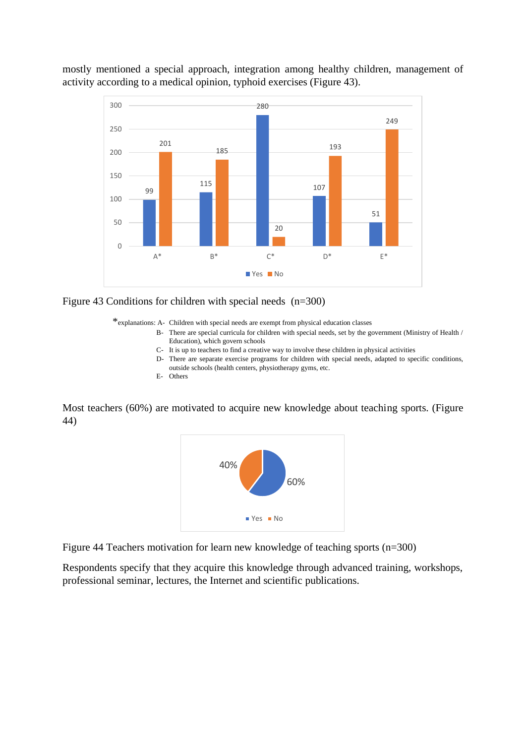mostly mentioned a special approach, integration among healthy children, management of activity according to a medical opinion, typhoid exercises (Figure 43).

Figure 43 Conditions for children with special needs  (n=300)

*explanations: A- Children with special needs are exempt from physical education classes
B- There are special curricula for children with special needs, set by the government (Ministry of Health / Education), which govern schools
C- It is up to teachers to find a creative way to involve these children in physical activities
D- There are separate exercise programs for children with special needs, adapted to specific conditions, outside schools (health centers, physiotherapy gyms, etc.
E- Others

Most teachers (60%) are motivated to acquire new knowledge about teaching sports. (Figure 44)

Figure 44 Teachers motivation for learn new knowledge of teaching sports (n=300)

Respondents specify that they acquire this knowledge through advanced training, workshops, professional seminar, lectures, the Internet and scientific publications.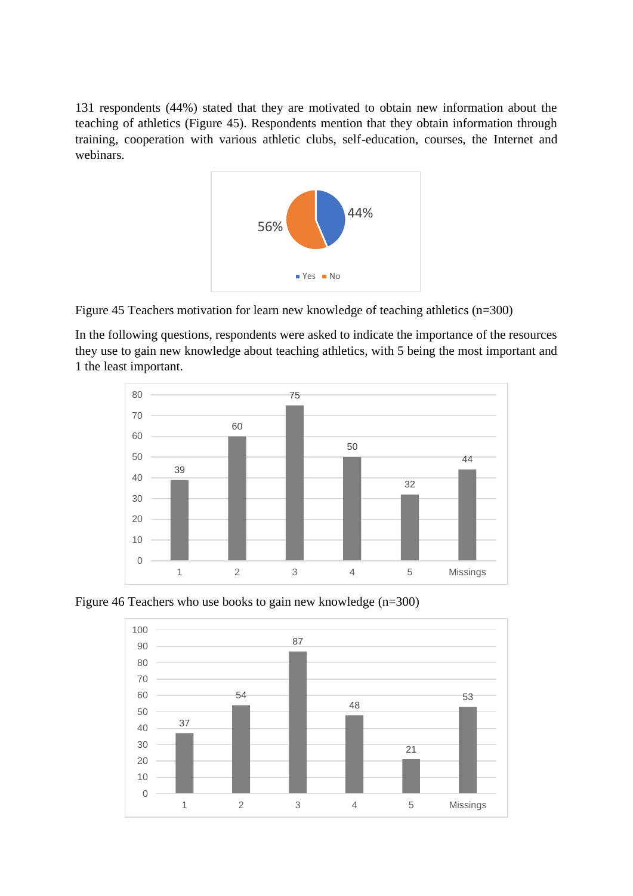131 respondents (44%) stated that they are motivated to obtain new information about the teaching of athletics (Figure 45). Respondents mention that they obtain information through training, cooperation with various athletic clubs, self-education, courses, the Internet and webinars.

Figure 45 Teachers motivation for learn new knowledge of teaching athletics (n=300)

In the following questions, respondents were asked to indicate the importance of the resources they use to gain new knowledge about teaching athletics, with 5 being the most important and 1 the least important.

Figure 46 Teachers who use books to gain new knowledge (n=300)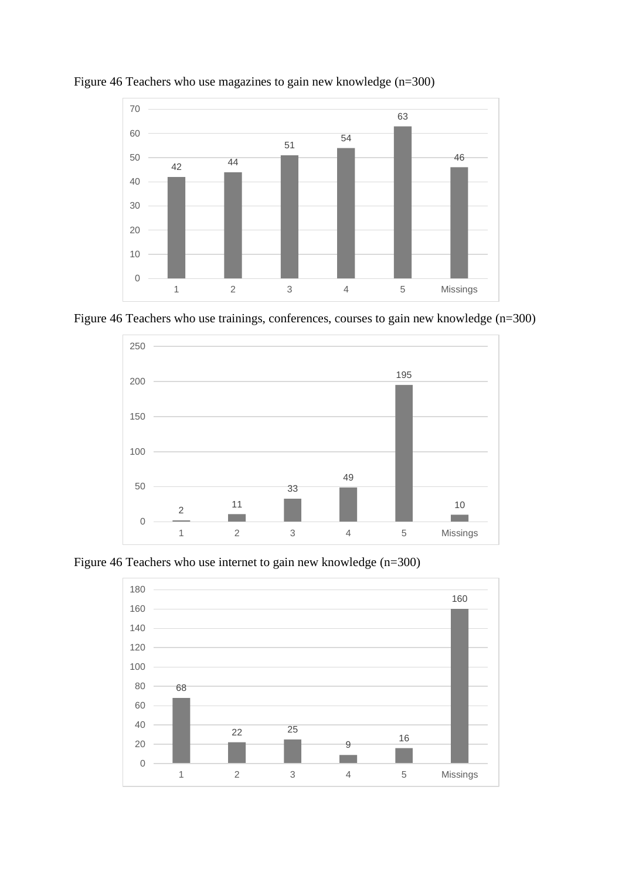Figure 46 Teachers who use magazines to gain new knowledge (n=300)

| Category | Value |
| --- | --- |
| 1 | 42 |
| 2 | 44 |
| 3 | 51 |
| 4 | 54 |
| 5 | 63 |
| Missings | 46 |

Figure 46 Teachers who use trainings, conferences, courses to gain new knowledge (n=300)

| Category | Value |
| --- | --- |
| 1 | 2 |
| 2 | 11 |
| 3 | 33 |
| 4 | 49 |
| 5 | 195 |
| Missings | 10 |

Figure 46 Teachers who use internet to gain new knowledge (n=300)

| Category | Value |
| --- | --- |
| 1 | 68 |
| 2 | 22 |
| 3 | 25 |
| 4 | 9 |
| 5 | 16 |
| Missings | 160 |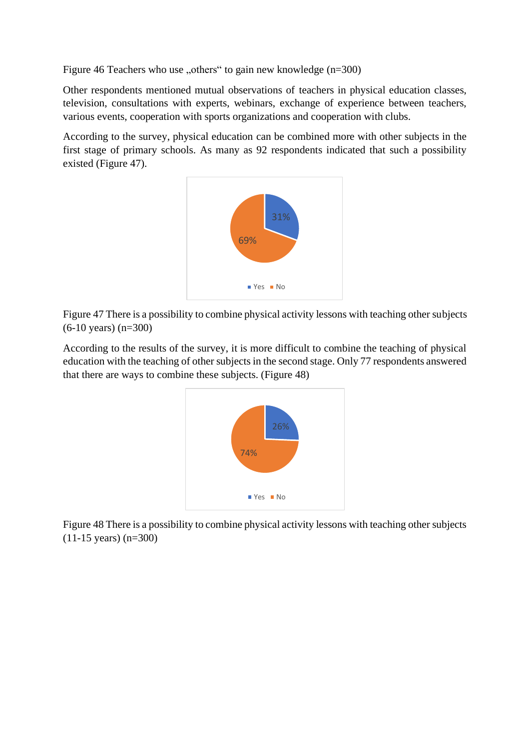Figure 46 Teachers who use „others“ to gain new knowledge (n=300)

Other respondents mentioned mutual observations of teachers in physical education classes, television, consultations with experts, webinars, exchange of experience between teachers, various events, cooperation with sports organizations and cooperation with clubs.

According to the survey, physical education can be combined more with other subjects in the first stage of primary schools. As many as 92 respondents indicated that such a possibility existed (Figure 47).

Figure 47 There is a possibility to combine physical activity lessons with teaching other subjects (6-10 years) (n=300)

According to the results of the survey, it is more difficult to combine the teaching of physical education with the teaching of other subjects in the second stage. Only 77 respondents answered that there are ways to combine these subjects. (Figure 48)

Figure 48 There is a possibility to combine physical activity lessons with teaching other subjects (11-15 years) (n=300)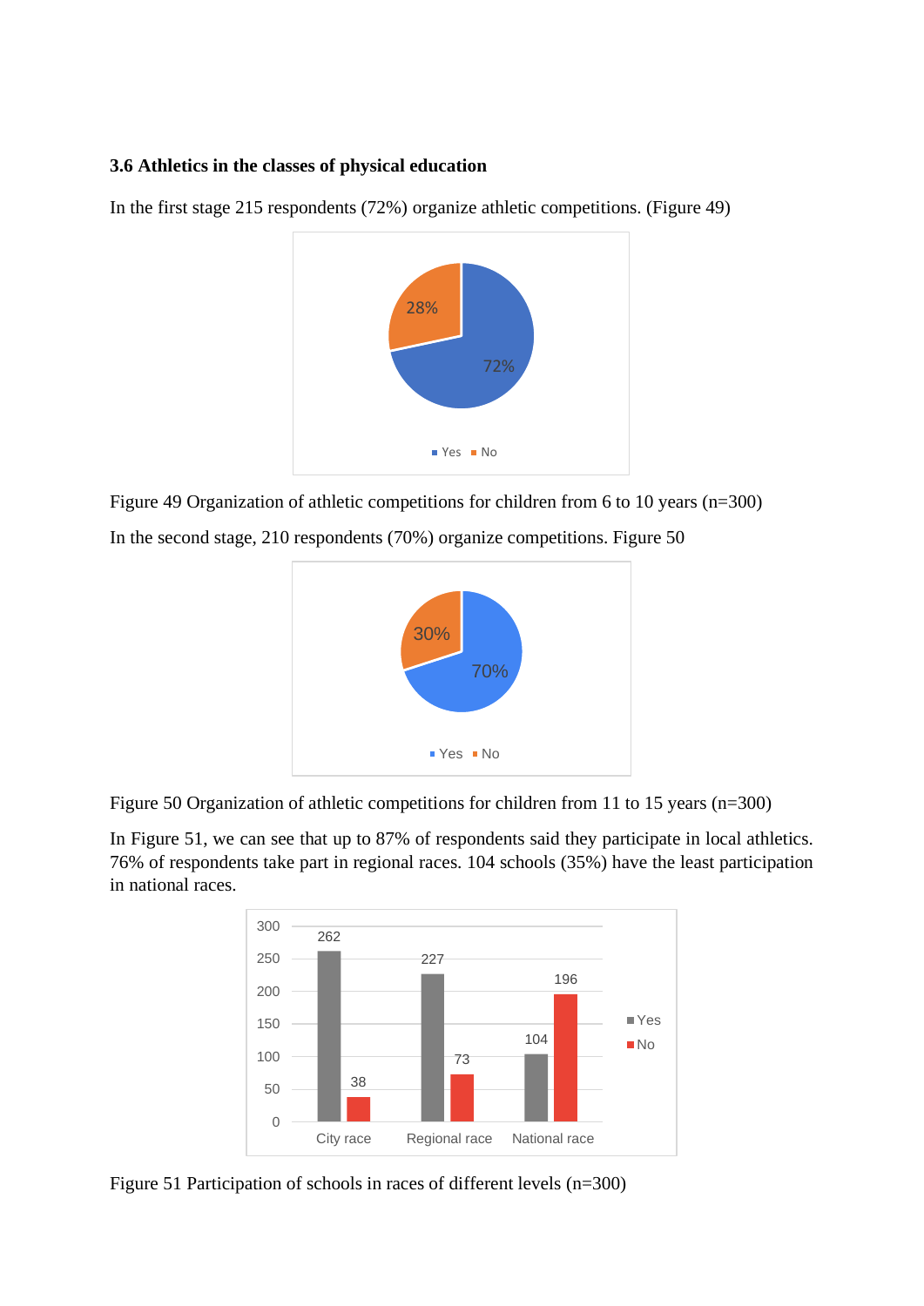### 3.6 Athletics in the classes of physical education

In the first stage 215 respondents (72%) organize athletic competitions. (Figure 49)

Figure 49 Organization of athletic competitions for children from 6 to 10 years (n=300)

In the second stage, 210 respondents (70%) organize competitions. Figure 50

Figure 50 Organization of athletic competitions for children from 11 to 15 years (n=300)

In Figure 51, we can see that up to 87% of respondents said they participate in local athletics. 76% of respondents take part in regional races. 104 schools (35%) have the least participation in national races.

Figure 51 Participation of schools in races of different levels (n=300)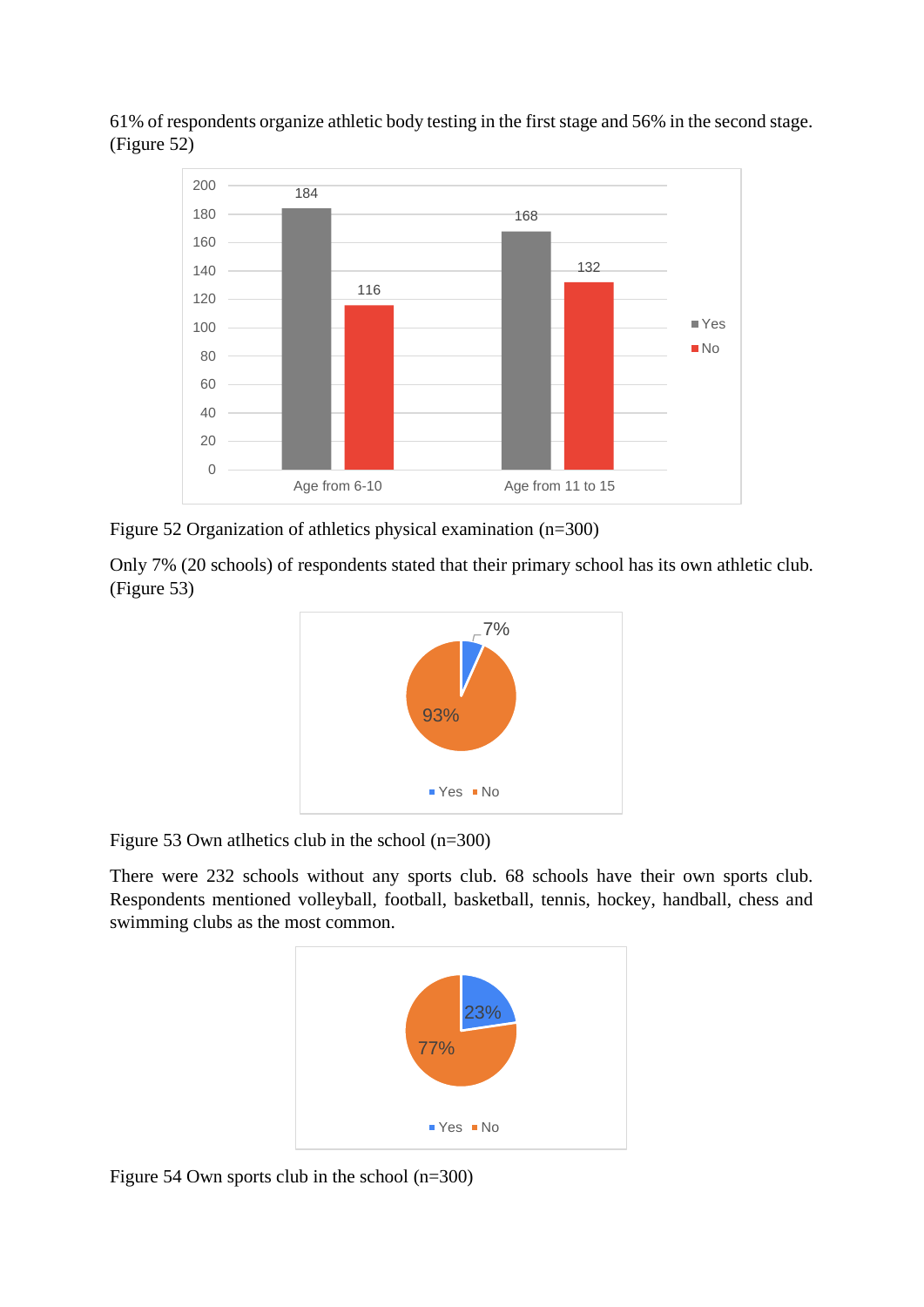61% of respondents organize athletic body testing in the first stage and 56% in the second stage. (Figure 52)

Figure 52 Organization of athletics physical examination (n=300)

Only 7% (20 schools) of respondents stated that their primary school has its own athletic club. (Figure 53)

Figure 53 Own atlhetics club in the school (n=300)

There were 232 schools without any sports club. 68 schools have their own sports club. Respondents mentioned volleyball, football, basketball, tennis, hockey, handball, chess and swimming clubs as the most common.

Figure 54 Own sports club in the school (n=300)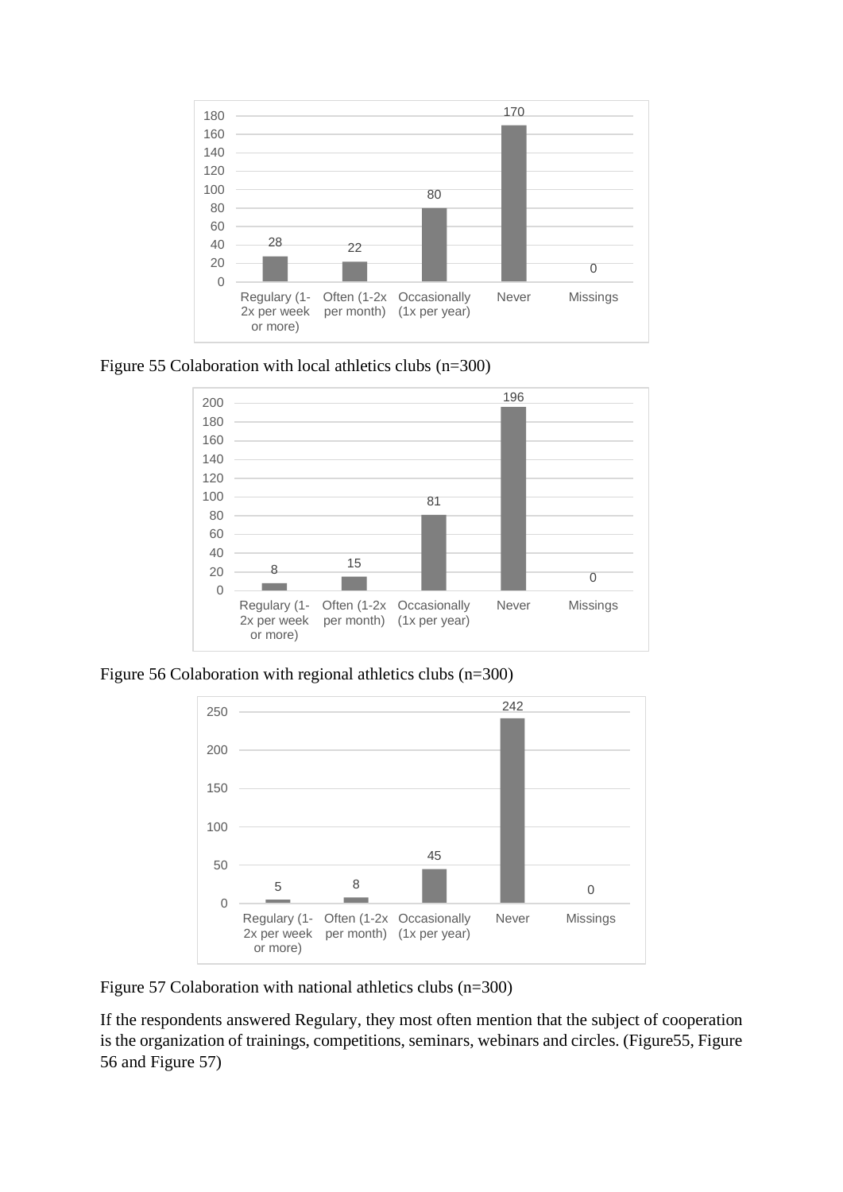Figure 55 Colaboration with local athletics clubs (n=300)

Figure 56 Colaboration with regional athletics clubs (n=300)

Figure 57 Colaboration with national athletics clubs (n=300)

If the respondents answered Regulary, they most often mention that the subject of cooperation is the organization of trainings, competitions, seminars, webinars and circles. (Figure55, Figure 56 and Figure 57)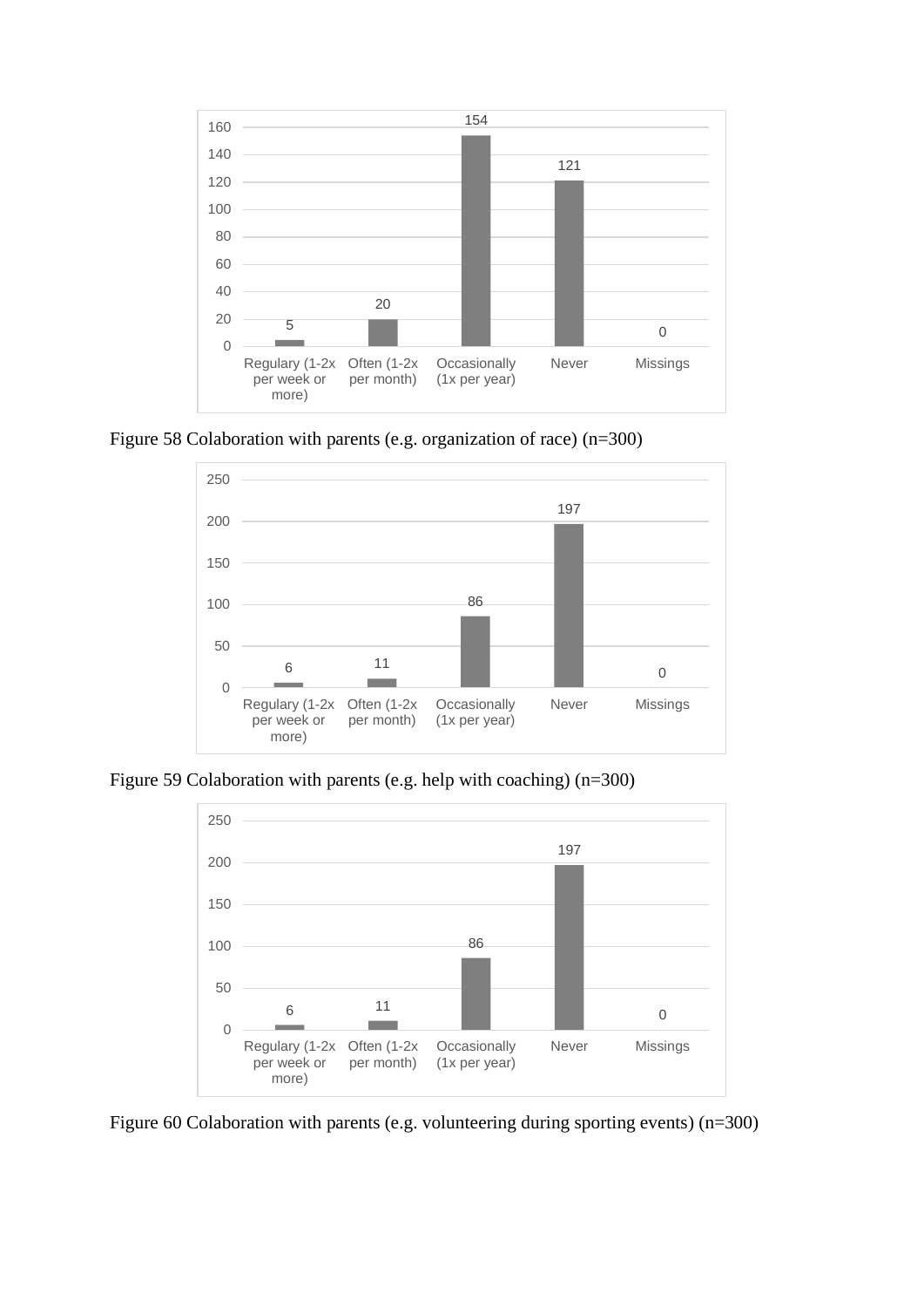| Regulary (1-2x per week or more) | Often (1-2x per month) | Occasionally (1x per year) | Never | Missings |
|---|---|---|---|---|
| 5 | 20 | 154 | 121 | 0 |

Figure 58 Colaboration with parents (e.g. organization of race) (n=300)

| Regulary (1-2x per week or more) | Often (1-2x per month) | Occasionally (1x per year) | Never | Missings |
|---|---|---|---|---|
| 6 | 11 | 86 | 197 | 0 |

Figure 59 Colaboration with parents (e.g. help with coaching) (n=300)

| Regulary (1-2x per week or more) | Often (1-2x per month) | Occasionally (1x per year) | Never | Missings |
|---|---|---|---|---|
| 6 | 11 | 86 | 197 | 0 |

Figure 60 Colaboration with parents (e.g. volunteering during sporting events) (n=300)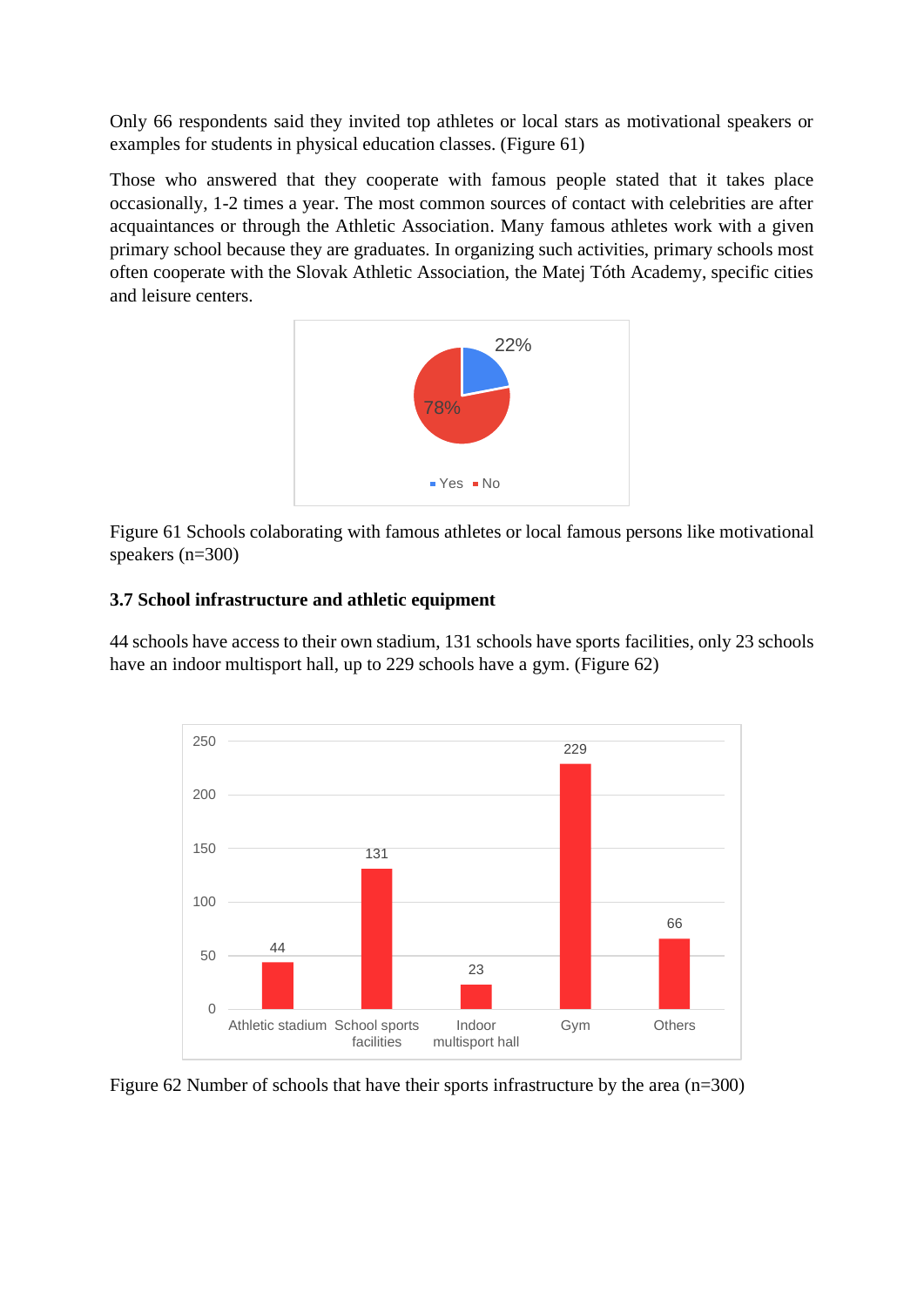Only 66 respondents said they invited top athletes or local stars as motivational speakers or examples for students in physical education classes. (Figure 61)

Those who answered that they cooperate with famous people stated that it takes place occasionally, 1-2 times a year. The most common sources of contact with celebrities are after acquaintances or through the Athletic Association. Many famous athletes work with a given primary school because they are graduates. In organizing such activities, primary schools most often cooperate with the Slovak Athletic Association, the Matej Tóth Academy, specific cities and leisure centers.

Figure 61 Schools colaborating with famous athletes or local famous persons like motivational speakers (n=300)

### 3.7 School infrastructure and athletic equipment

44 schools have access to their own stadium, 131 schools have sports facilities, only 23 schools have an indoor multisport hall, up to 229 schools have a gym. (Figure 62)

Figure 62 Number of schools that have their sports infrastructure by the area (n=300)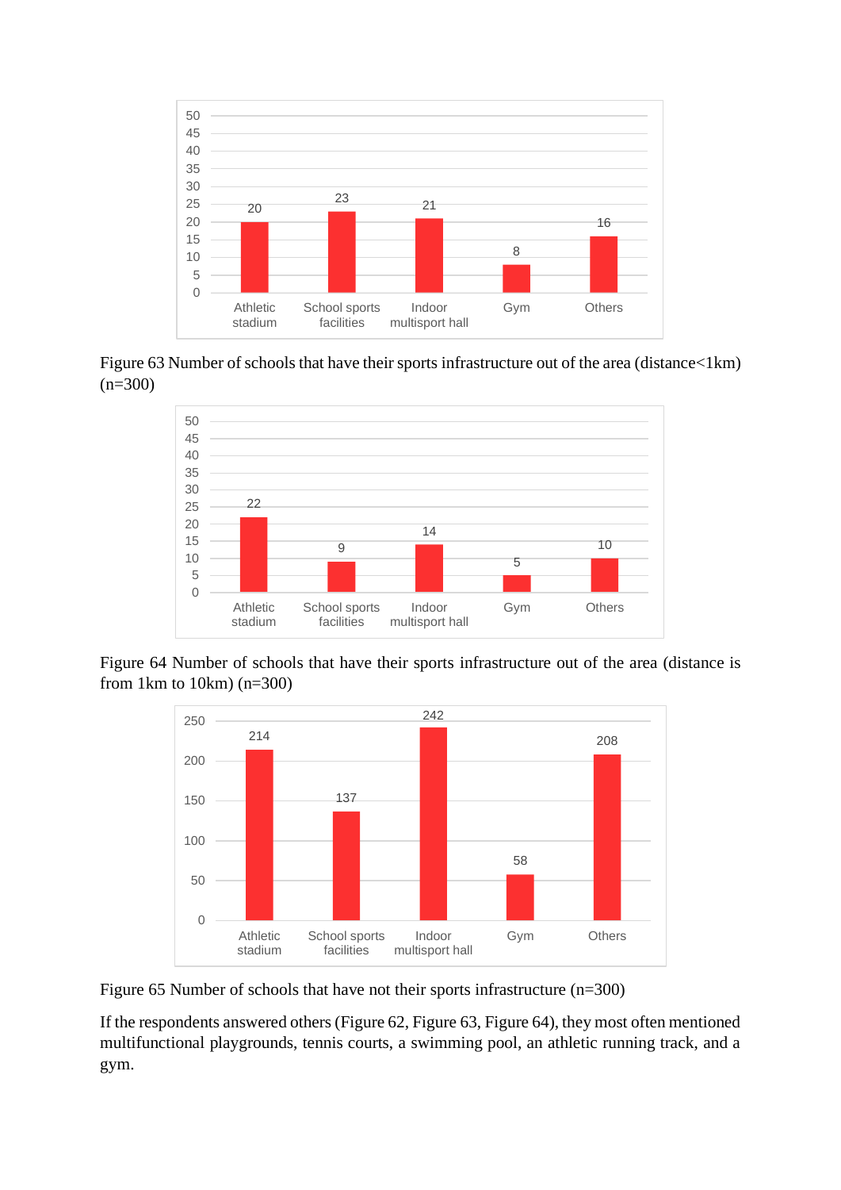| Athletic stadium | School sports facilities | Indoor multisport hall | Gym | Others |
|---|---|---|---|---|
| 20 | 23 | 21 | 8 | 16 |

Figure 63 Number of schools that have their sports infrastructure out of the area (distance<1km) (n=300)

| Athletic stadium | School sports facilities | Indoor multisport hall | Gym | Others |
|---|---|---|---|---|
| 22 | 9 | 14 | 5 | 10 |

Figure 64 Number of schools that have their sports infrastructure out of the area (distance is from 1km to 10km) (n=300)

| Athletic stadium | School sports facilities | Indoor multisport hall | Gym | Others |
|---|---|---|---|---|
| 214 | 137 | 242 | 58 | 208 |

Figure 65 Number of schools that have not their sports infrastructure (n=300)

If the respondents answered others (Figure 62, Figure 63, Figure 64), they most often mentioned multifunctional playgrounds, tennis courts, a swimming pool, an athletic running track, and a gym.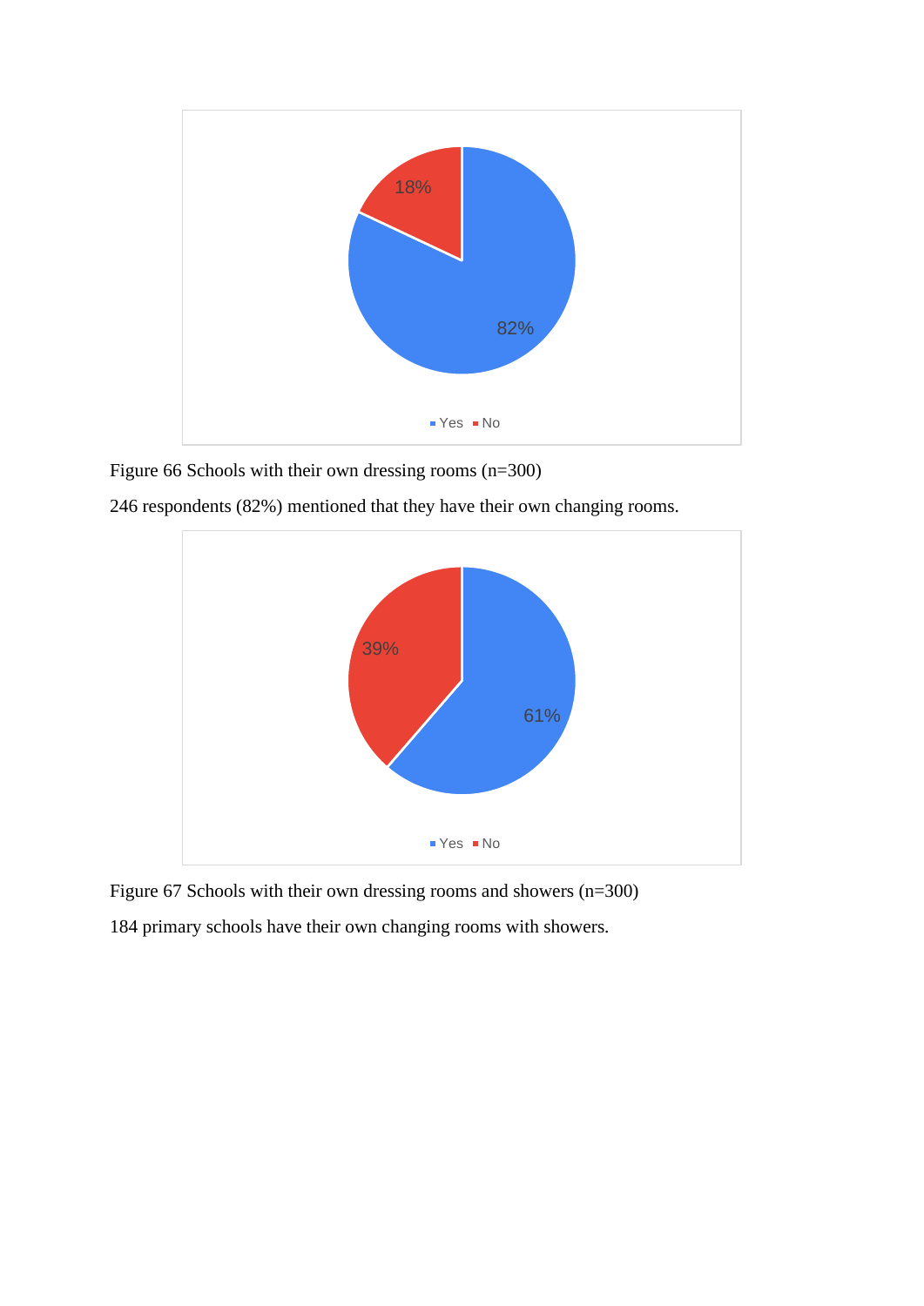Figure 66 Schools with their own dressing rooms (n=300)

246 respondents (82%) mentioned that they have their own changing rooms.

Figure 67 Schools with their own dressing rooms and showers (n=300)

184 primary schools have their own changing rooms with showers.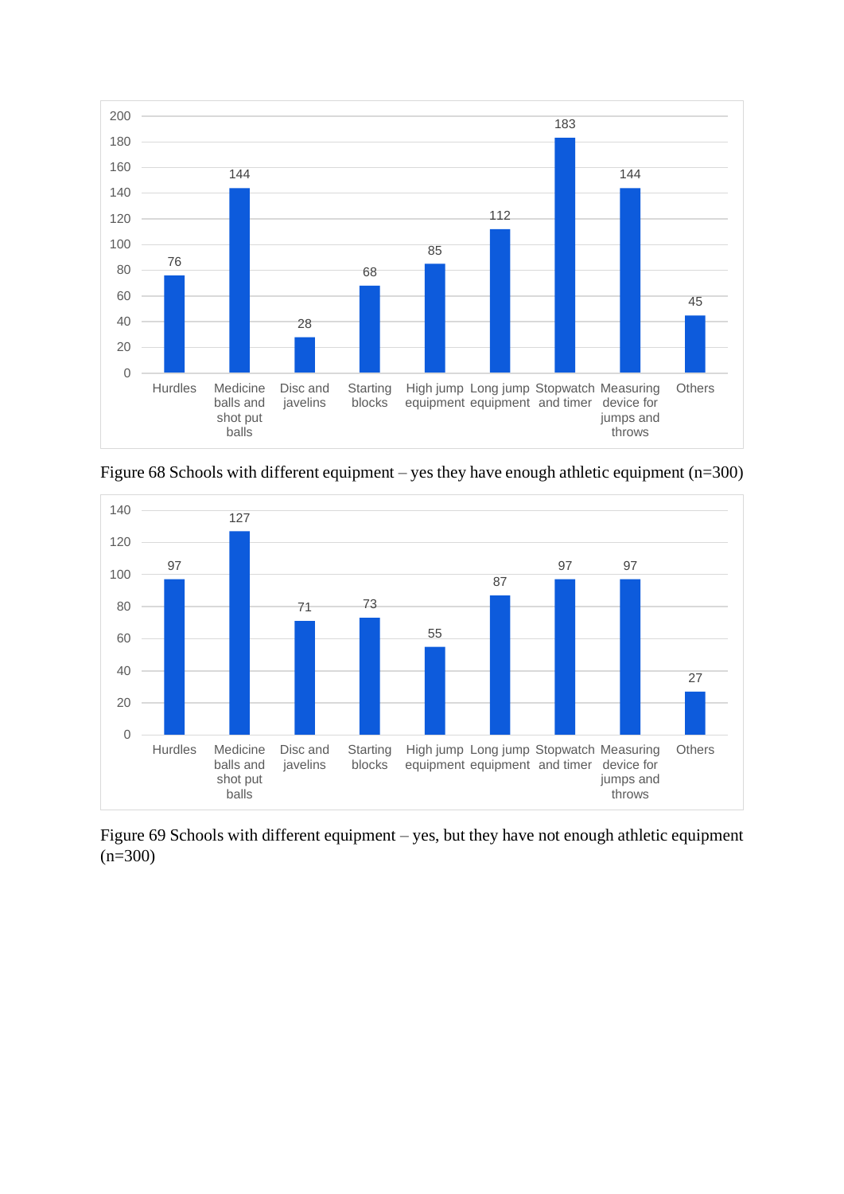| Equipment | Number of schools |
| --- | --- |
| Hurdles | 76 |
| Medicine balls and shot put balls | 144 |
| Disc and javelins | 28 |
| Starting blocks | 68 |
| High jump equipment | 85 |
| Long jump equipment | 112 |
| Stopwatch and timer | 183 |
| Measuring device for jumps and throws | 144 |
| Others | 45 |

Figure 68 Schools with different equipment – yes they have enough athletic equipment (n=300)

| Equipment | Number of schools |
| --- | --- |
| Hurdles | 97 |
| Medicine balls and shot put balls | 127 |
| Disc and javelins | 71 |
| Starting blocks | 73 |
| High jump equipment | 55 |
| Long jump equipment | 87 |
| Stopwatch and timer | 97 |
| Measuring device for jumps and throws | 97 |
| Others | 27 |

Figure 69 Schools with different equipment – yes, but they have not enough athletic equipment (n=300)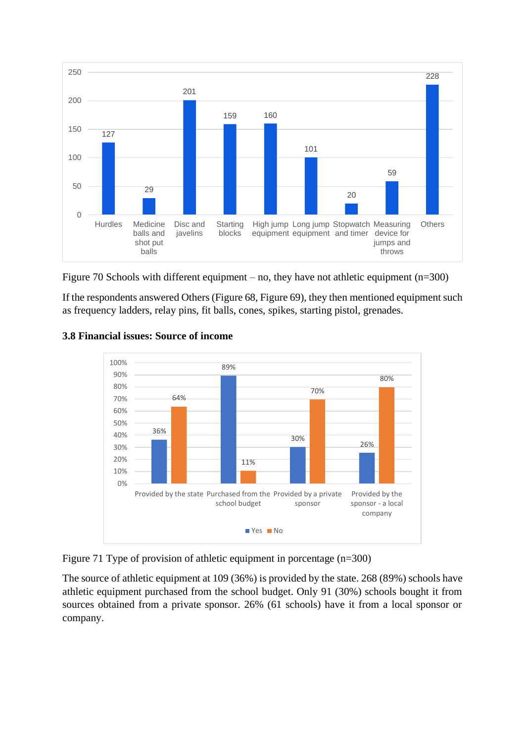| Equipment | Number of schools |
| --- | --- |
| Hurdles | 127 |
| Medicine balls and shot put balls | 29 |
| Disc and javelins | 201 |
| Starting blocks | 159 |
| High jump equipment | 160 |
| Long jump equipment | 101 |
| Stopwatch and timer | 20 |
| Measuring device for jumps and throws | 59 |
| Others | 228 |

Figure 70 Schools with different equipment – no, they have not athletic equipment (n=300)

If the respondents answered Others (Figure 68, Figure 69), they then mentioned equipment such as frequency ladders, relay pins, fit balls, cones, spikes, starting pistol, grenades.

### 3.8 Financial issues: Source of income

| | Yes | No |
| --- | --- | --- |
| Provided by the state | 36% | 64% |
| Purchased from the school budget | 89% | 11% |
| Provided by a private sponsor | 30% | 70% |
| Provided by the sponsor - a local company | 26% | 80% |

Figure 71 Type of provision of athletic equipment in percentage (n=300)

The source of athletic equipment at 109 (36%) is provided by the state. 268 (89%) schools have athletic equipment purchased from the school budget. Only 91 (30%) schools bought it from sources obtained from a private sponsor. 26% (61 schools) have it from a local sponsor or company.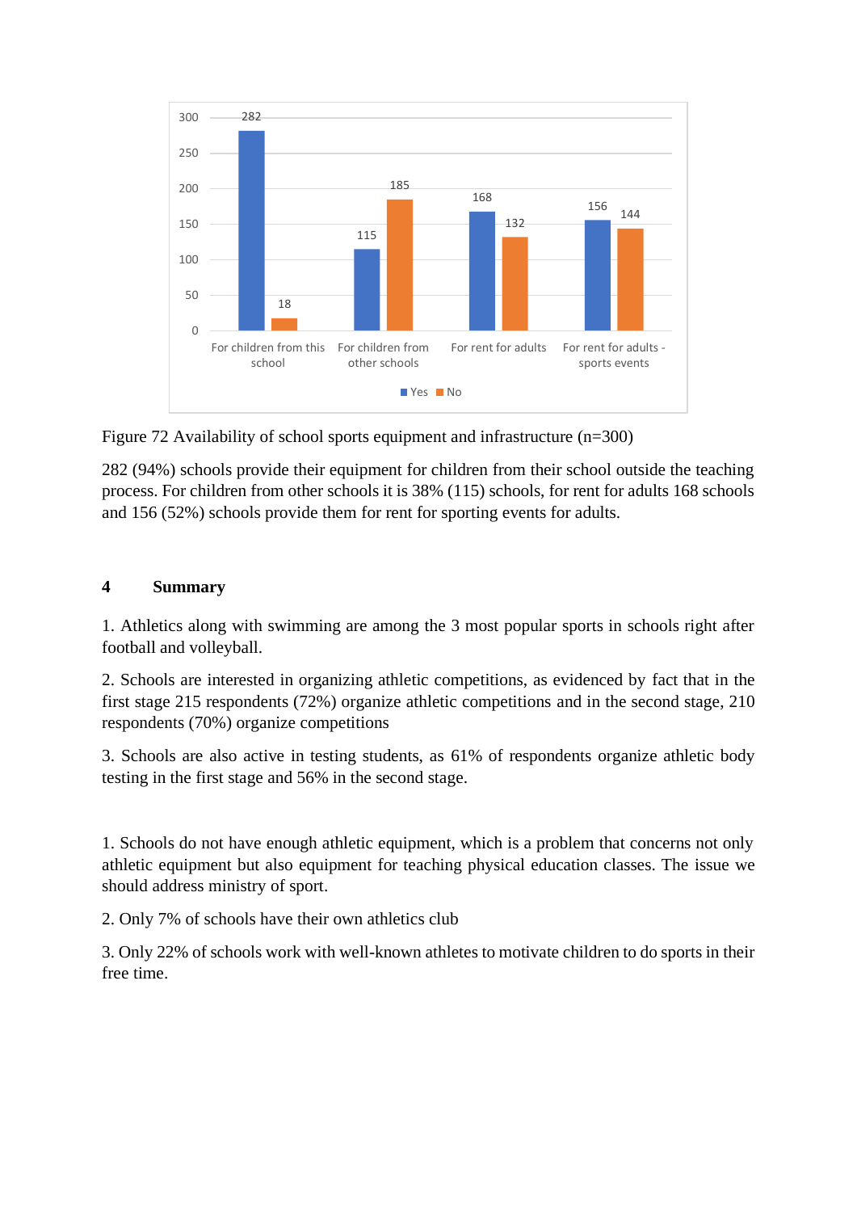300
250
200
150
100
50
0

282
18
185
115
168
132
156
144

For children from this school
For children from other schools
For rent for adults
For rent for adults - sports events

Yes
No

Figure 72 Availability of school sports equipment and infrastructure (n=300)

282 (94%) schools provide their equipment for children from their school outside the teaching process. For children from other schools it is 38% (115) schools, for rent for adults 168 schools and 156 (52%) schools provide them for rent for sporting events for adults.

# 4 Summary

1. Athletics along with swimming are among the 3 most popular sports in schools right after football and volleyball.

2. Schools are interested in organizing athletic competitions, as evidenced by fact that in the first stage 215 respondents (72%) organize athletic competitions and in the second stage, 210 respondents (70%) organize competitions

3. Schools are also active in testing students, as 61% of respondents organize athletic body testing in the first stage and 56% in the second stage.

1. Schools do not have enough athletic equipment, which is a problem that concerns not only athletic equipment but also equipment for teaching physical education classes. The issue we should address ministry of sport.

2. Only 7% of schools have their own athletics club

3. Only 22% of schools work with well-known athletes to motivate children to do sports in their free time.